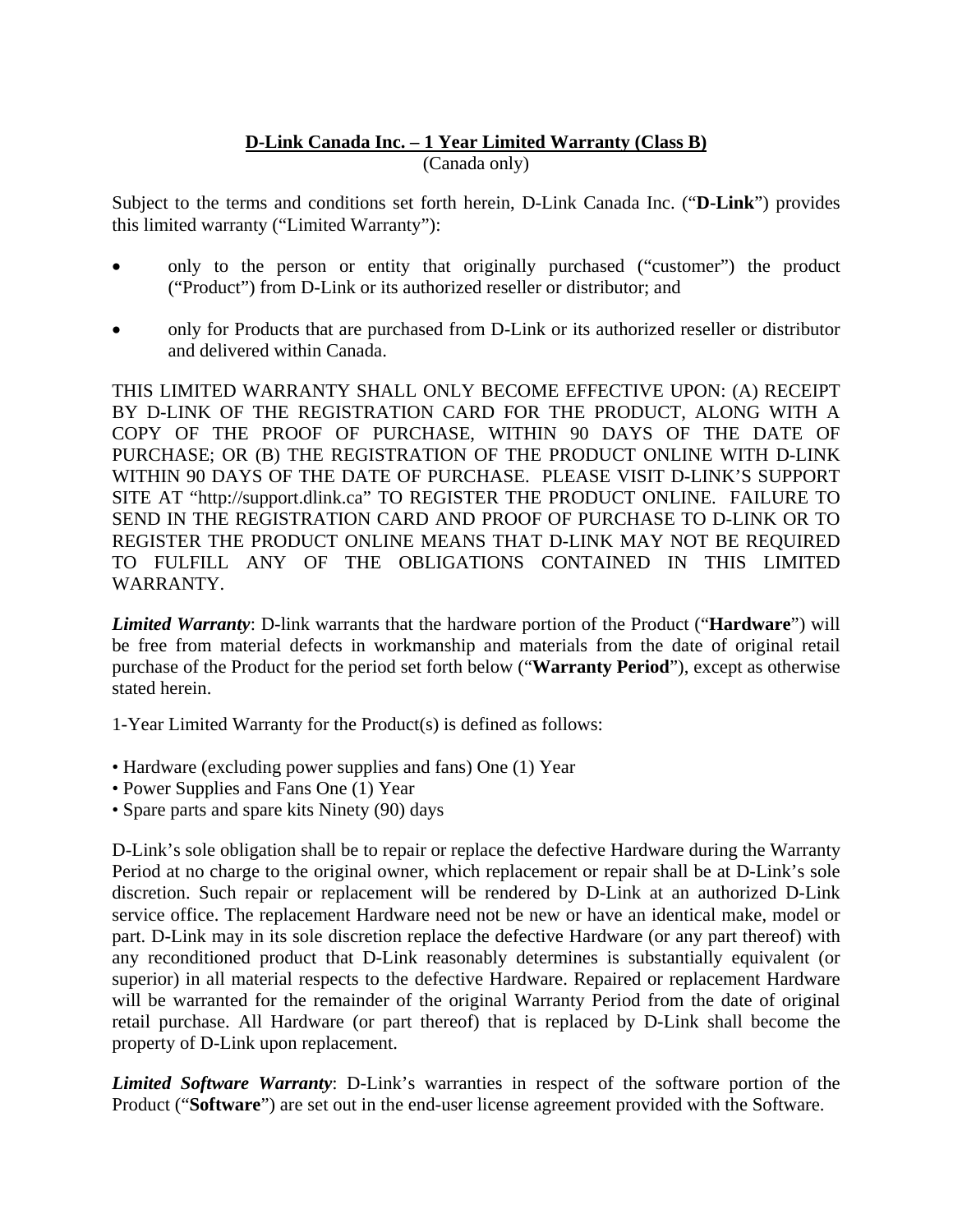**<u>D-Link Canada Inc. – 1 Year Limited Warranty (Class B)</u>**

(Canada only)

Subject to the terms and conditions set forth herein, D-Link Canada Inc. ("**D-Link**") provides this limited warranty ("Limited Warranty"):

- only to the person or entity that originally purchased ("customer") the product ("Product") from D-Link or its authorized reseller or distributor; and
- only for Products that are purchased from D-Link or its authorized reseller or distributor and delivered within Canada.

THIS LIMITED WARRANTY SHALL ONLY BECOME EFFECTIVE UPON: (A) RECEIPT BY D-LINK OF THE REGISTRATION CARD FOR THE PRODUCT, ALONG WITH A COPY OF THE PROOF OF PURCHASE, WITHIN 90 DAYS OF THE DATE OF PURCHASE; OR (B) THE REGISTRATION OF THE PRODUCT ONLINE WITH D-LINK WITHIN 90 DAYS OF THE DATE OF PURCHASE. PLEASE VISIT D-LINK'S SUPPORT SITE AT "http://support.dlink.ca" TO REGISTER THE PRODUCT ONLINE. FAILURE TO SEND IN THE REGISTRATION CARD AND PROOF OF PURCHASE TO D-LINK OR TO REGISTER THE PRODUCT ONLINE MEANS THAT D-LINK MAY NOT BE REQUIRED TO FULFILL ANY OF THE OBLIGATIONS CONTAINED IN THIS LIMITED WARRANTY.

***Limited Warranty***: D-link warrants that the hardware portion of the Product ("**Hardware**") will be free from material defects in workmanship and materials from the date of original retail purchase of the Product for the period set forth below ("**Warranty Period**"), except as otherwise stated herein.

1-Year Limited Warranty for the Product(s) is defined as follows:

- Hardware (excluding power supplies and fans) One (1) Year
- Power Supplies and Fans One (1) Year
- Spare parts and spare kits Ninety (90) days

D-Link's sole obligation shall be to repair or replace the defective Hardware during the Warranty Period at no charge to the original owner, which replacement or repair shall be at D-Link's sole discretion. Such repair or replacement will be rendered by D-Link at an authorized D-Link service office. The replacement Hardware need not be new or have an identical make, model or part. D-Link may in its sole discretion replace the defective Hardware (or any part thereof) with any reconditioned product that D-Link reasonably determines is substantially equivalent (or superior) in all material respects to the defective Hardware. Repaired or replacement Hardware will be warranted for the remainder of the original Warranty Period from the date of original retail purchase. All Hardware (or part thereof) that is replaced by D-Link shall become the property of D-Link upon replacement.

***Limited Software Warranty***: D-Link's warranties in respect of the software portion of the Product ("**Software**") are set out in the end-user license agreement provided with the Software.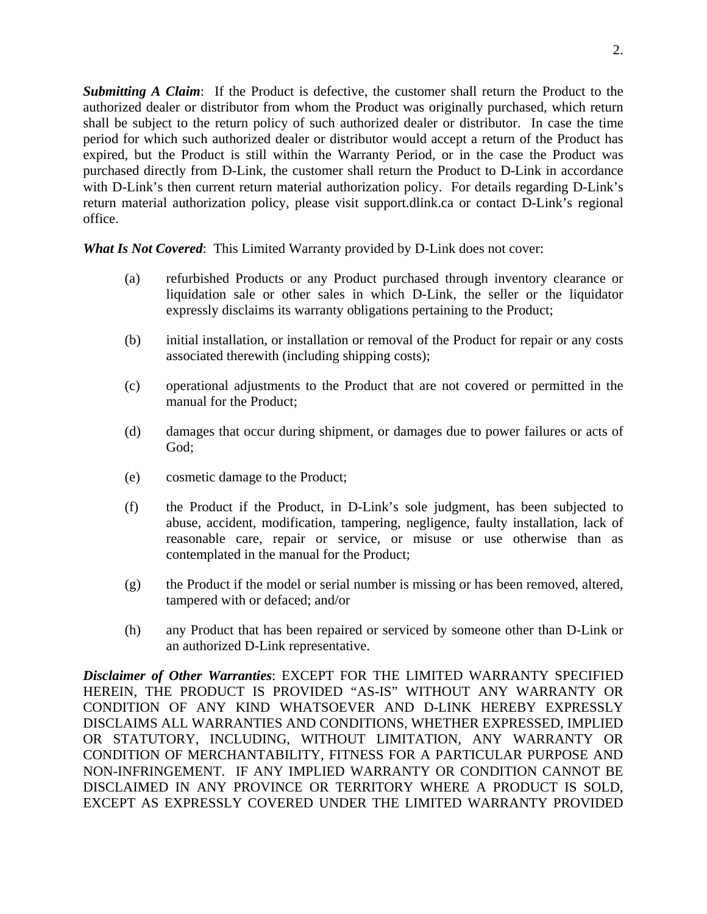***Submitting A Claim***: If the Product is defective, the customer shall return the Product to the authorized dealer or distributor from whom the Product was originally purchased, which return shall be subject to the return policy of such authorized dealer or distributor. In case the time period for which such authorized dealer or distributor would accept a return of the Product has expired, but the Product is still within the Warranty Period, or in the case the Product was purchased directly from D-Link, the customer shall return the Product to D-Link in accordance with D-Link's then current return material authorization policy. For details regarding D-Link's return material authorization policy, please visit support.dlink.ca or contact D-Link's regional office.

***What Is Not Covered***: This Limited Warranty provided by D-Link does not cover:

(a) refurbished Products or any Product purchased through inventory clearance or liquidation sale or other sales in which D-Link, the seller or the liquidator expressly disclaims its warranty obligations pertaining to the Product;

(b) initial installation, or installation or removal of the Product for repair or any costs associated therewith (including shipping costs);

(c) operational adjustments to the Product that are not covered or permitted in the manual for the Product;

(d) damages that occur during shipment, or damages due to power failures or acts of God;

(e) cosmetic damage to the Product;

(f) the Product if the Product, in D-Link's sole judgment, has been subjected to abuse, accident, modification, tampering, negligence, faulty installation, lack of reasonable care, repair or service, or misuse or use otherwise than as contemplated in the manual for the Product;

(g) the Product if the model or serial number is missing or has been removed, altered, tampered with or defaced; and/or

(h) any Product that has been repaired or serviced by someone other than D-Link or an authorized D-Link representative.

***Disclaimer of Other Warranties***: EXCEPT FOR THE LIMITED WARRANTY SPECIFIED HEREIN, THE PRODUCT IS PROVIDED "AS-IS" WITHOUT ANY WARRANTY OR CONDITION OF ANY KIND WHATSOEVER AND D-LINK HEREBY EXPRESSLY DISCLAIMS ALL WARRANTIES AND CONDITIONS, WHETHER EXPRESSED, IMPLIED OR STATUTORY, INCLUDING, WITHOUT LIMITATION, ANY WARRANTY OR CONDITION OF MERCHANTABILITY, FITNESS FOR A PARTICULAR PURPOSE AND NON-INFRINGEMENT. IF ANY IMPLIED WARRANTY OR CONDITION CANNOT BE DISCLAIMED IN ANY PROVINCE OR TERRITORY WHERE A PRODUCT IS SOLD, EXCEPT AS EXPRESSLY COVERED UNDER THE LIMITED WARRANTY PROVIDED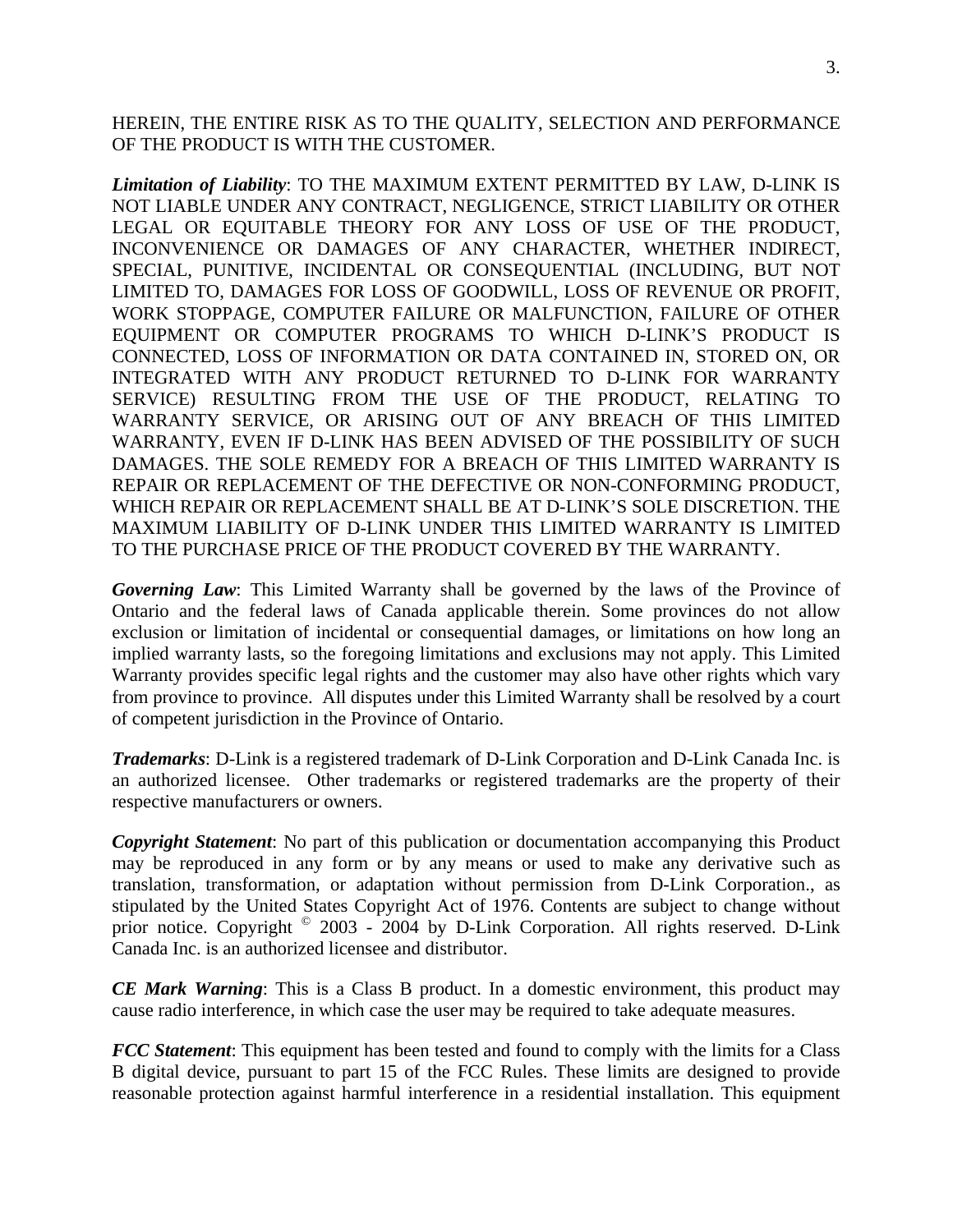HEREIN, THE ENTIRE RISK AS TO THE QUALITY, SELECTION AND PERFORMANCE OF THE PRODUCT IS WITH THE CUSTOMER.

***Limitation of Liability***: TO THE MAXIMUM EXTENT PERMITTED BY LAW, D-LINK IS NOT LIABLE UNDER ANY CONTRACT, NEGLIGENCE, STRICT LIABILITY OR OTHER LEGAL OR EQUITABLE THEORY FOR ANY LOSS OF USE OF THE PRODUCT, INCONVENIENCE OR DAMAGES OF ANY CHARACTER, WHETHER INDIRECT, SPECIAL, PUNITIVE, INCIDENTAL OR CONSEQUENTIAL (INCLUDING, BUT NOT LIMITED TO, DAMAGES FOR LOSS OF GOODWILL, LOSS OF REVENUE OR PROFIT, WORK STOPPAGE, COMPUTER FAILURE OR MALFUNCTION, FAILURE OF OTHER EQUIPMENT OR COMPUTER PROGRAMS TO WHICH D-LINK'S PRODUCT IS CONNECTED, LOSS OF INFORMATION OR DATA CONTAINED IN, STORED ON, OR INTEGRATED WITH ANY PRODUCT RETURNED TO D-LINK FOR WARRANTY SERVICE) RESULTING FROM THE USE OF THE PRODUCT, RELATING TO WARRANTY SERVICE, OR ARISING OUT OF ANY BREACH OF THIS LIMITED WARRANTY, EVEN IF D-LINK HAS BEEN ADVISED OF THE POSSIBILITY OF SUCH DAMAGES. THE SOLE REMEDY FOR A BREACH OF THIS LIMITED WARRANTY IS REPAIR OR REPLACEMENT OF THE DEFECTIVE OR NON-CONFORMING PRODUCT, WHICH REPAIR OR REPLACEMENT SHALL BE AT D-LINK'S SOLE DISCRETION. THE MAXIMUM LIABILITY OF D-LINK UNDER THIS LIMITED WARRANTY IS LIMITED TO THE PURCHASE PRICE OF THE PRODUCT COVERED BY THE WARRANTY.

***Governing Law***: This Limited Warranty shall be governed by the laws of the Province of Ontario and the federal laws of Canada applicable therein. Some provinces do not allow exclusion or limitation of incidental or consequential damages, or limitations on how long an implied warranty lasts, so the foregoing limitations and exclusions may not apply. This Limited Warranty provides specific legal rights and the customer may also have other rights which vary from province to province. All disputes under this Limited Warranty shall be resolved by a court of competent jurisdiction in the Province of Ontario.

***Trademarks***: D-Link is a registered trademark of D-Link Corporation and D-Link Canada Inc. is an authorized licensee. Other trademarks or registered trademarks are the property of their respective manufacturers or owners.

***Copyright Statement***: No part of this publication or documentation accompanying this Product may be reproduced in any form or by any means or used to make any derivative such as translation, transformation, or adaptation without permission from D-Link Corporation., as stipulated by the United States Copyright Act of 1976. Contents are subject to change without prior notice. Copyright © 2003 - 2004 by D-Link Corporation. All rights reserved. D-Link Canada Inc. is an authorized licensee and distributor.

***CE Mark Warning***: This is a Class B product. In a domestic environment, this product may cause radio interference, in which case the user may be required to take adequate measures.

***FCC Statement***: This equipment has been tested and found to comply with the limits for a Class B digital device, pursuant to part 15 of the FCC Rules. These limits are designed to provide reasonable protection against harmful interference in a residential installation. This equipment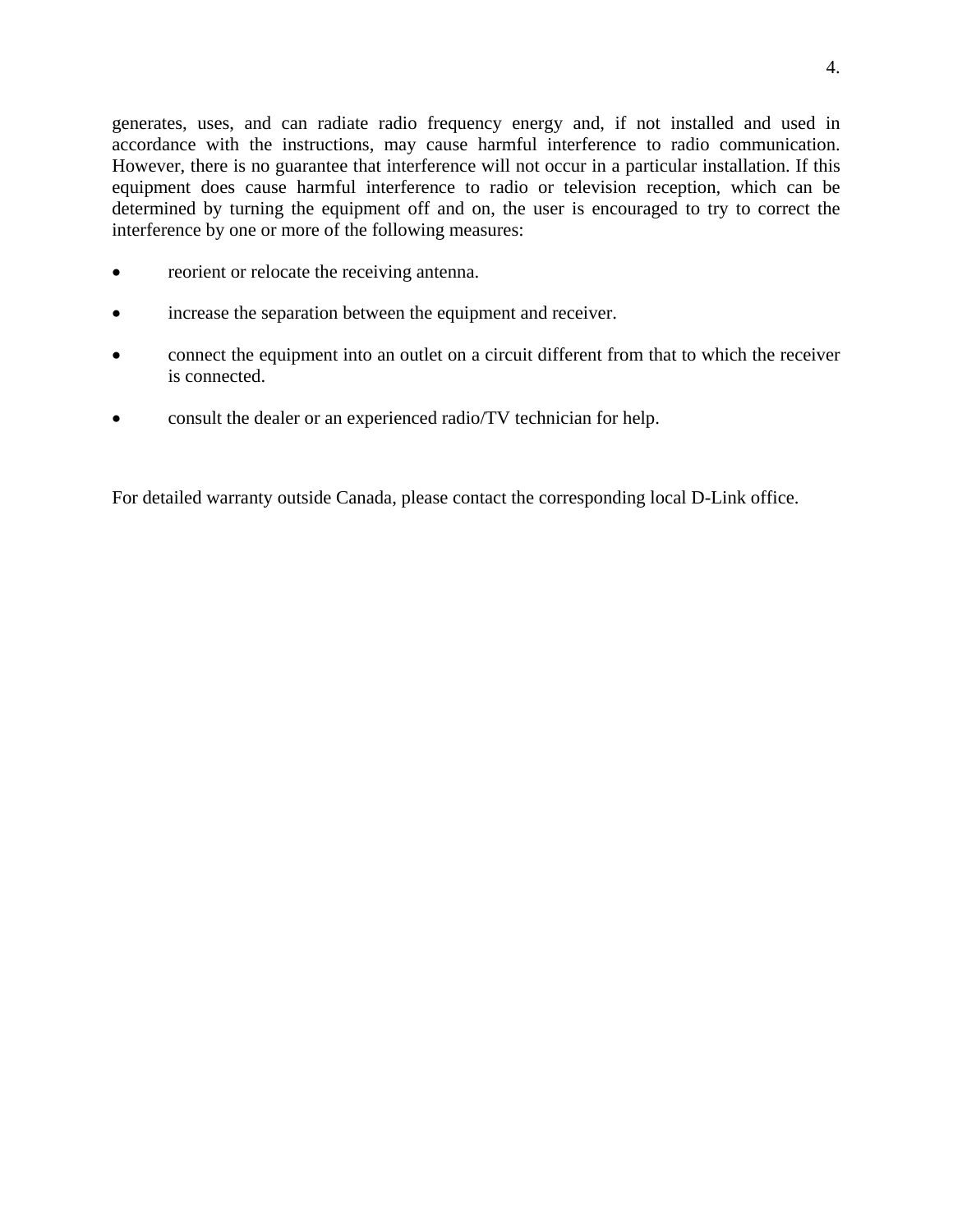generates, uses, and can radiate radio frequency energy and, if not installed and used in accordance with the instructions, may cause harmful interference to radio communication. However, there is no guarantee that interference will not occur in a particular installation. If this equipment does cause harmful interference to radio or television reception, which can be determined by turning the equipment off and on, the user is encouraged to try to correct the interference by one or more of the following measures:

- reorient or relocate the receiving antenna.
- increase the separation between the equipment and receiver.
- connect the equipment into an outlet on a circuit different from that to which the receiver is connected.
- consult the dealer or an experienced radio/TV technician for help.

For detailed warranty outside Canada, please contact the corresponding local D-Link office.